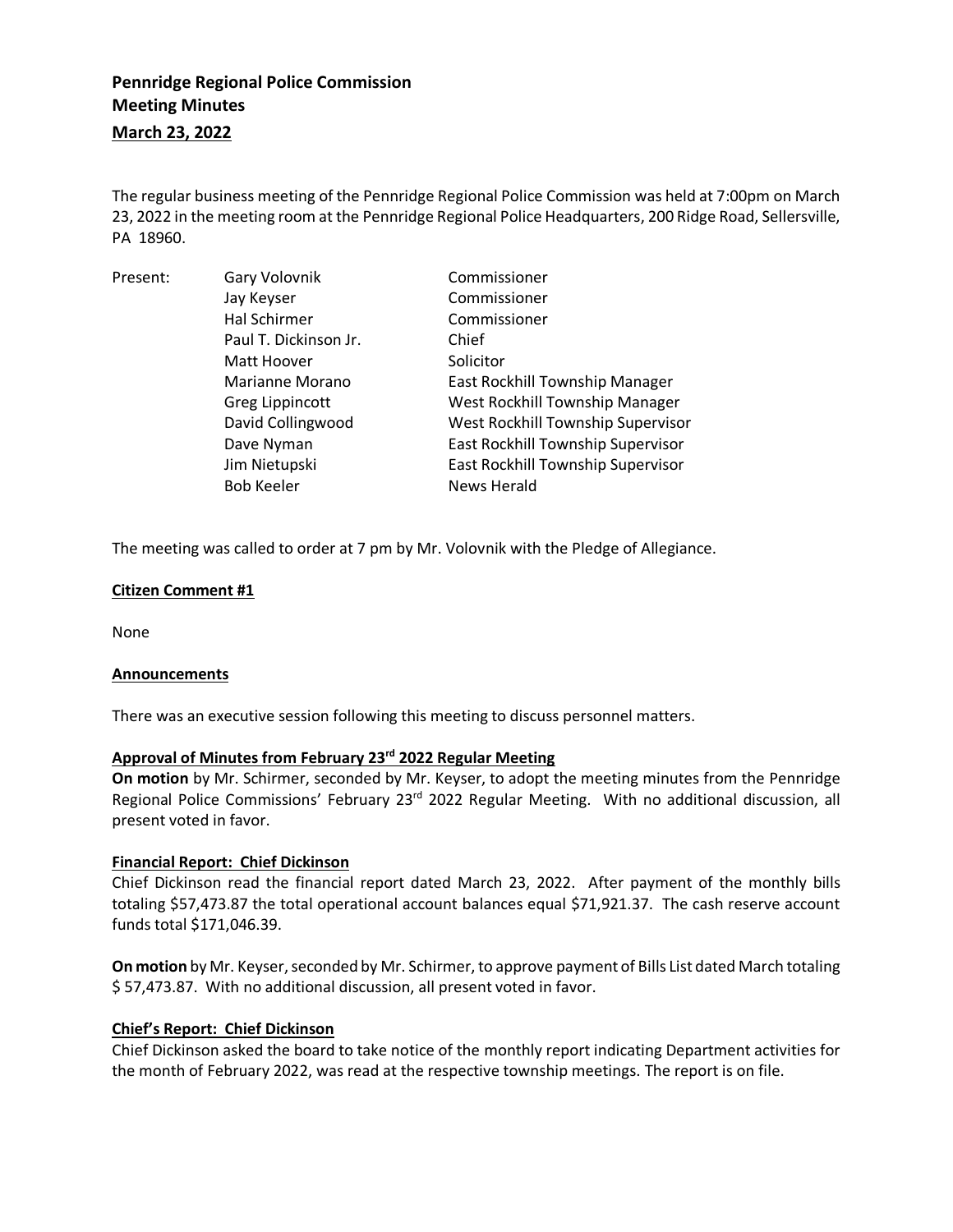**Pennridge Regional Police Commission**
**Meeting Minutes**
**March 23, 2022**

The regular business meeting of the Pennridge Regional Police Commission was held at 7:00pm on March 23, 2022 in the meeting room at the Pennridge Regional Police Headquarters, 200 Ridge Road, Sellersville, PA 18960.

| Present: | Gary Volovnik | Commissioner |
|---|---|---|
| | Jay Keyser | Commissioner |
| | Hal Schirmer | Commissioner |
| | Paul T. Dickinson Jr. | Chief |
| | Matt Hoover | Solicitor |
| | Marianne Morano | East Rockhill Township Manager |
| | Greg Lippincott | West Rockhill Township Manager |
| | David Collingwood | West Rockhill Township Supervisor |
| | Dave Nyman | East Rockhill Township Supervisor |
| | Jim Nietupski | East Rockhill Township Supervisor |
| | Bob Keeler | News Herald |

The meeting was called to order at 7 pm by Mr. Volovnik with the Pledge of Allegiance.

**Citizen Comment #1**

None

**Announcements**

There was an executive session following this meeting to discuss personnel matters.

**Approval of Minutes from February 23rd 2022 Regular Meeting**

**On motion** by Mr. Schirmer, seconded by Mr. Keyser, to adopt the meeting minutes from the Pennridge Regional Police Commissions' February 23rd 2022 Regular Meeting. With no additional discussion, all present voted in favor.

**Financial Report: Chief Dickinson**

Chief Dickinson read the financial report dated March 23, 2022. After payment of the monthly bills totaling $57,473.87 the total operational account balances equal $71,921.37. The cash reserve account funds total $171,046.39.

**On motion** by Mr. Keyser, seconded by Mr. Schirmer, to approve payment of Bills List dated March totaling $ 57,473.87. With no additional discussion, all present voted in favor.

**Chief's Report: Chief Dickinson**

Chief Dickinson asked the board to take notice of the monthly report indicating Department activities for the month of February 2022, was read at the respective township meetings. The report is on file.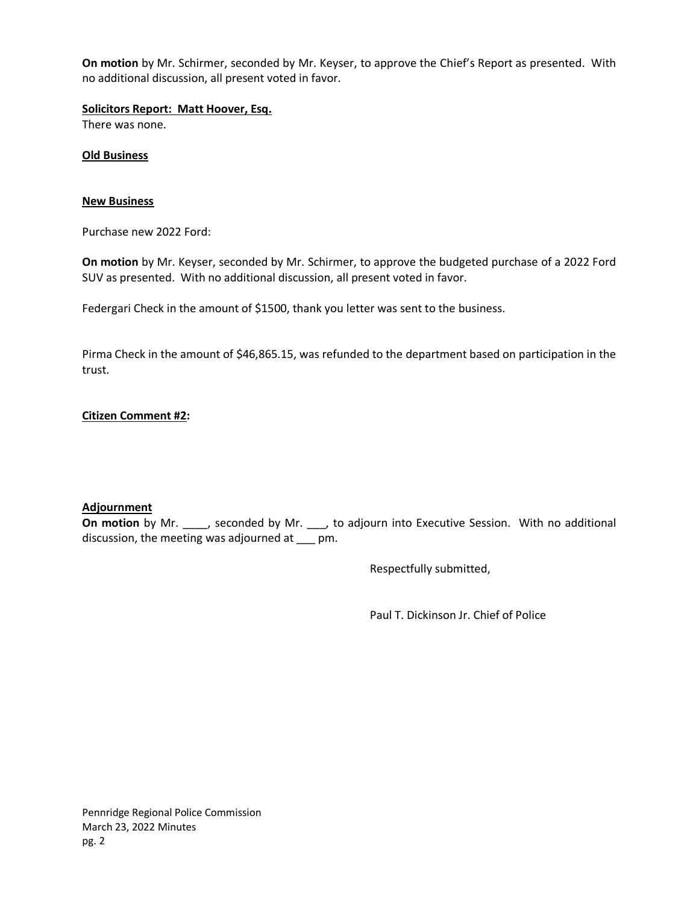**On motion** by Mr. Schirmer, seconded by Mr. Keyser, to approve the Chief's Report as presented. With no additional discussion, all present voted in favor.

**Solicitors Report: Matt Hoover, Esq.**

There was none.

**Old Business**

**New Business**

Purchase new 2022 Ford:

**On motion** by Mr. Keyser, seconded by Mr. Schirmer, to approve the budgeted purchase of a 2022 Ford SUV as presented. With no additional discussion, all present voted in favor.

Federgari Check in the amount of $1500, thank you letter was sent to the business.

Pirma Check in the amount of $46,865.15, was refunded to the department based on participation in the trust.

**Citizen Comment #2:**

**Adjournment**

**On motion** by Mr. ____, seconded by Mr. ___, to adjourn into Executive Session. With no additional discussion, the meeting was adjourned at ___ pm.

Respectfully submitted,

Paul T. Dickinson Jr. Chief of Police